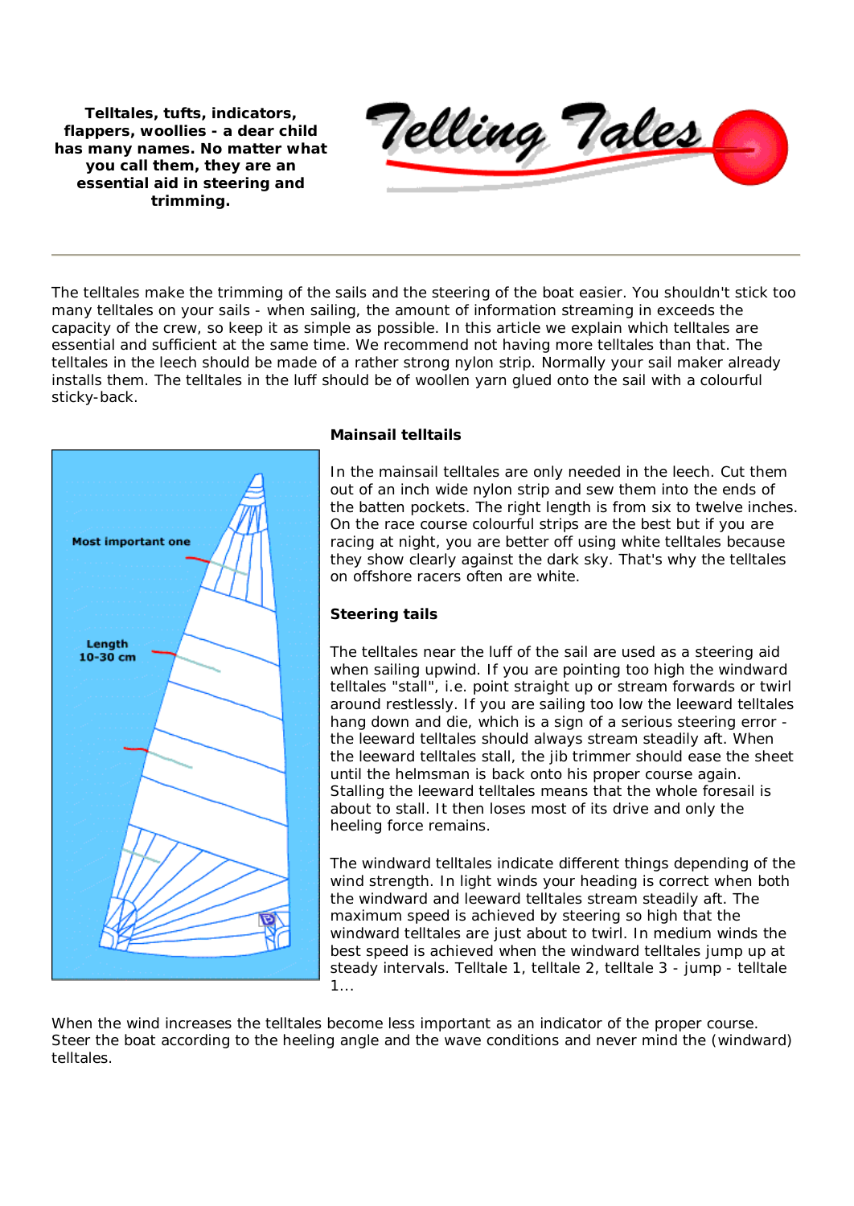**Telltales, tufts, indicators, flappers, woollies - a dear child has many names. No matter what you call them, they are an essential aid in steering and trimming.**

# Telling Tales

---

The telltales make the trimming of the sails and the steering of the boat easier. You shouldn't stick too many telltales on your sails - when sailing, the amount of information streaming in exceeds the capacity of the crew, so keep it as simple as possible. In this article we explain which telltales are essential and sufficient at the same time. We recommend not having more telltales than that. The telltales in the leech should be made of a rather strong nylon strip. Normally your sail maker already installs them. The telltales in the luff should be of woollen yarn glued onto the sail with a colourful sticky-back.

Most important one

Length 10-30 cm

### Mainsail telltails

In the mainsail telltales are only needed in the leech. Cut them out of an inch wide nylon strip and sew them into the ends of the batten pockets. The right length is from six to twelve inches. On the race course colourful strips are the best but if you are racing at night, you are better off using white telltales because they show clearly against the dark sky. That's why the telltales on offshore racers often are white.

### Steering tails

The telltales near the luff of the sail are used as a steering aid when sailing upwind. If you are pointing too high the windward telltales "stall", i.e. point straight up or stream forwards or twirl around restlessly. If you are sailing too low the leeward telltales hang down and die, which is a sign of a serious steering error - the leeward telltales should always stream steadily aft. When the leeward telltales stall, the jib trimmer should ease the sheet until the helmsman is back onto his proper course again. Stalling the leeward telltales means that the whole foresail is about to stall. It then loses most of its drive and only the heeling force remains.

The windward telltales indicate different things depending of the wind strength. In light winds your heading is correct when both the windward and leeward telltales stream steadily aft. The maximum speed is achieved by steering so high that the windward telltales are just about to twirl. In medium winds the best speed is achieved when the windward telltales jump up at steady intervals. Telltale 1, telltale 2, telltale 3 - jump - telltale 1...

When the wind increases the telltales become less important as an indicator of the proper course. Steer the boat according to the heeling angle and the wave conditions and never mind the (windward) telltales.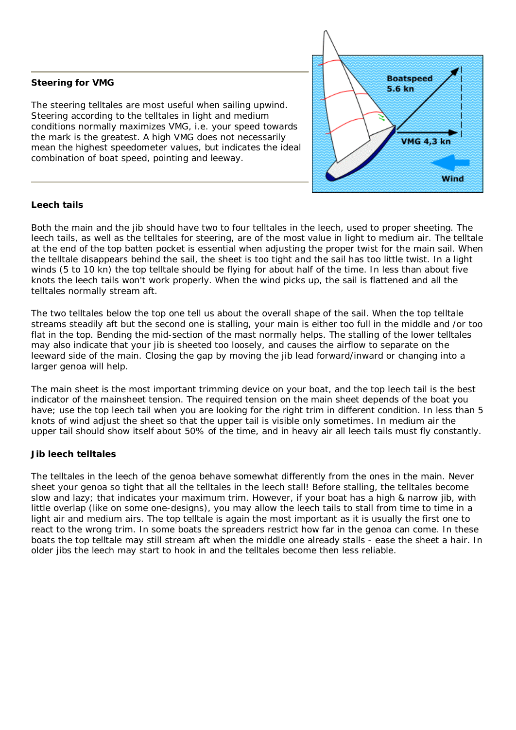**Steering for VMG**

The steering telltales are most useful when sailing upwind. Steering according to the telltales in light and medium conditions normally maximizes VMG, i.e. your speed towards the mark is the greatest. A high VMG does not necessarily mean the highest speedometer values, but indicates the ideal combination of boat speed, pointing and leeway.

**Leech tails**

Both the main and the jib should have two to four telltales in the leech, used to proper sheeting. The leech tails, as well as the telltales for steering, are of the most value in light to medium air. The telltale at the end of the top batten pocket is essential when adjusting the proper twist for the main sail. When the telltale disappears behind the sail, the sheet is too tight and the sail has too little twist. In a light winds (5 to 10 kn) the top telltale should be flying for about half of the time. In less than about five knots the leech tails won't work properly. When the wind picks up, the sail is flattened and all the telltales normally stream aft.

The two telltales below the top one tell us about the overall shape of the sail. When the top telltale streams steadily aft but the second one is stalling, your main is either too full in the middle and /or too flat in the top. Bending the mid-section of the mast normally helps. The stalling of the lower telltales may also indicate that your jib is sheeted too loosely, and causes the airflow to separate on the leeward side of the main. Closing the gap by moving the jib lead forward/inward or changing into a larger genoa will help.

The main sheet is the most important trimming device on your boat, and the top leech tail is the best indicator of the mainsheet tension. The required tension on the main sheet depends of the boat you have; use the top leech tail when you are looking for the right trim in different condition. In less than 5 knots of wind adjust the sheet so that the upper tail is visible only sometimes. In medium air the upper tail should show itself about 50% of the time, and in heavy air all leech tails must fly constantly.

**Jib leech telltales**

The telltales in the leech of the genoa behave somewhat differently from the ones in the main. Never sheet your genoa so tight that all the telltales in the leech stall! Before stalling, the telltales become slow and lazy; that indicates your maximum trim. However, if your boat has a high & narrow jib, with little overlap (like on some one-designs), you may allow the leech tails to stall from time to time in a light air and medium airs. The top telltale is again the most important as it is usually the first one to react to the wrong trim. In some boats the spreaders restrict how far in the genoa can come. In these boats the top telltale may still stream aft when the middle one already stalls - ease the sheet a hair. In older jibs the leech may start to hook in and the telltales become then less reliable.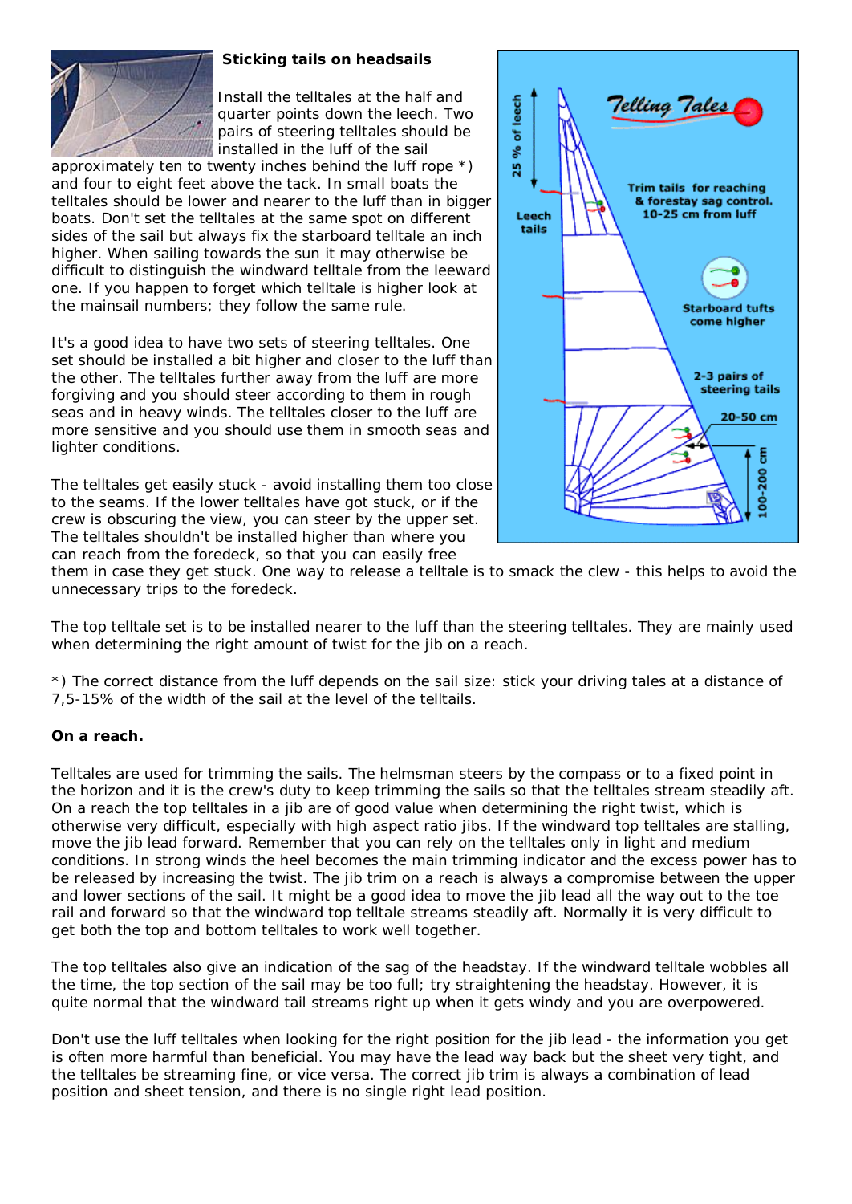### Sticking tails on headsails

Install the telltales at the half and quarter points down the leech. Two pairs of steering telltales should be installed in the luff of the sail approximately ten to twenty inches behind the luff rope *) and four to eight feet above the tack. In small boats the telltales should be lower and nearer to the luff than in bigger boats. Don't set the telltales at the same spot on different sides of the sail but always fix the starboard telltale an inch higher. When sailing towards the sun it may otherwise be difficult to distinguish the windward telltale from the leeward one. If you happen to forget which telltale is higher look at the mainsail numbers; they follow the same rule.

It's a good idea to have two sets of steering telltales. One set should be installed a bit higher and closer to the luff than the other. The telltales further away from the luff are more forgiving and you should steer according to them in rough seas and in heavy winds. The telltales closer to the luff are more sensitive and you should use them in smooth seas and lighter conditions.

The telltales get easily stuck - avoid installing them too close to the seams. If the lower telltales have got stuck, or if the crew is obscuring the view, you can steer by the upper set. The telltales shouldn't be installed higher than where you can reach from the foredeck, so that you can easily free them in case they get stuck. One way to release a telltale is to smack the clew - this helps to avoid the unnecessary trips to the foredeck.

The top telltale set is to be installed nearer to the luff than the steering telltales. They are mainly used when determining the right amount of twist for the jib on a reach.

*) The correct distance from the luff depends on the sail size: stick your driving tales at a distance of 7,5-15% of the width of the sail at the level of the telltails.

**On a reach.**

Telltales are used for trimming the sails. The helmsman steers by the compass or to a fixed point in the horizon and it is the crew's duty to keep trimming the sails so that the telltales stream steadily aft. On a reach the top telltales in a jib are of good value when determining the right twist, which is otherwise very difficult, especially with high aspect ratio jibs. If the windward top telltales are stalling, move the jib lead forward. Remember that you can rely on the telltales only in light and medium conditions. In strong winds the heel becomes the main trimming indicator and the excess power has to be released by increasing the twist. The jib trim on a reach is always a compromise between the upper and lower sections of the sail. It might be a good idea to move the jib lead all the way out to the toe rail and forward so that the windward top telltale streams steadily aft. Normally it is very difficult to get both the top and bottom telltales to work well together.

The top telltales also give an indication of the sag of the headstay. If the windward telltale wobbles all the time, the top section of the sail may be too full; try straightening the headstay. However, it is quite normal that the windward tail streams right up when it gets windy and you are overpowered.

Don't use the luff telltales when looking for the right position for the jib lead - the information you get is often more harmful than beneficial. You may have the lead way back but the sheet very tight, and the telltales be streaming fine, or vice versa. The correct jib trim is always a combination of lead position and sheet tension, and there is no single right lead position.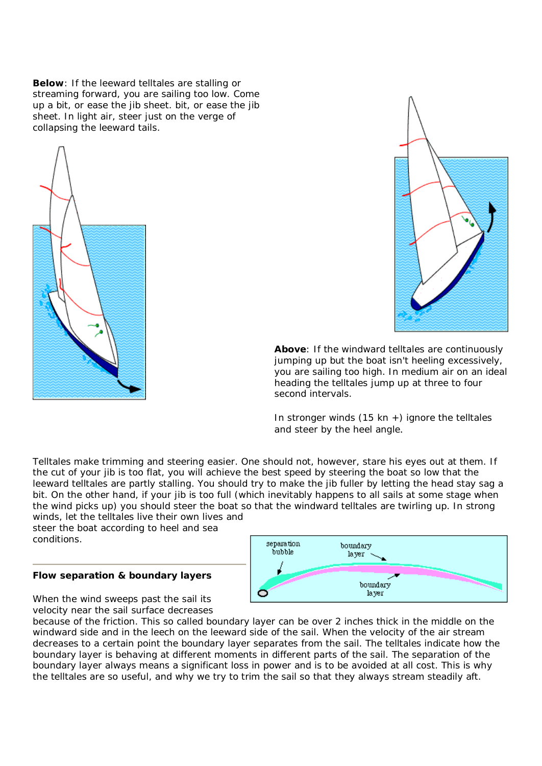**Below**: If the leeward telltales are stalling or streaming forward, you are sailing too low. Come up a bit, or ease the jib sheet. bit, or ease the jib sheet. In light air, steer just on the verge of collapsing the leeward tails.

**Above**: If the windward telltales are continuously jumping up but the boat isn't heeling excessively, you are sailing too high. In medium air on an ideal heading the telltales jump up at three to four second intervals.

In stronger winds (15 kn +) ignore the telltales and steer by the heel angle.

Telltales make trimming and steering easier. One should not, however, stare his eyes out at them. If the cut of your jib is too flat, you will achieve the best speed by steering the boat so low that the leeward telltales are partly stalling. You should try to make the jib fuller by letting the head stay sag a bit. On the other hand, if your jib is too full (which inevitably happens to all sails at some stage when the wind picks up) you should steer the boat so that the windward telltales are twirling up. In strong winds, let the telltales live their own lives and steer the boat according to heel and sea conditions.

---

### Flow separation & boundary layers

When the wind sweeps past the sail its velocity near the sail surface decreases because of the friction. This so called boundary layer can be over 2 inches thick in the middle on the windward side and in the leech on the leeward side of the sail. When the velocity of the air stream decreases to a certain point the boundary layer separates from the sail. The telltales indicate how the boundary layer is behaving at different moments in different parts of the sail. The separation of the boundary layer always means a significant loss in power and is to be avoided at all cost. This is why the telltales are so useful, and why we try to trim the sail so that they always stream steadily aft.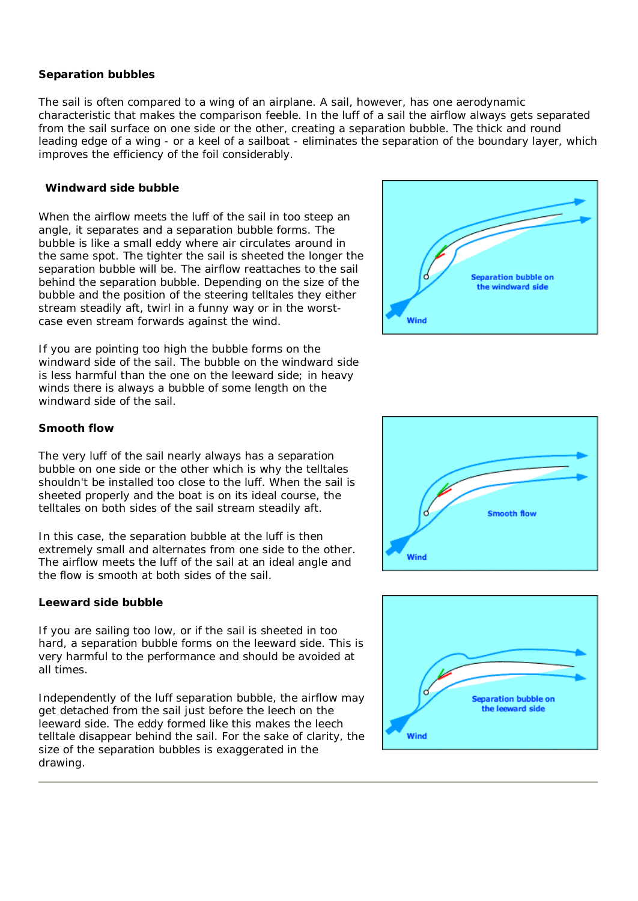**Separation bubbles**

The sail is often compared to a wing of an airplane. A sail, however, has one aerodynamic characteristic that makes the comparison feeble. In the luff of a sail the airflow always gets separated from the sail surface on one side or the other, creating a separation bubble. The thick and round leading edge of a wing - or a keel of a sailboat - eliminates the separation of the boundary layer, which improves the efficiency of the foil considerably.

**Windward side bubble**

When the airflow meets the luff of the sail in too steep an angle, it separates and a separation bubble forms. The bubble is like a small eddy where air circulates around in the same spot. The tighter the sail is sheeted the longer the separation bubble will be. The airflow reattaches to the sail behind the separation bubble. Depending on the size of the bubble and the position of the steering telltales they either stream steadily aft, twirl in a funny way or in the worst-case even stream forwards against the wind.

If you are pointing too high the bubble forms on the windward side of the sail. The bubble on the windward side is less harmful than the one on the leeward side; in heavy winds there is always a bubble of some length on the windward side of the sail.

**Smooth flow**

The very luff of the sail nearly always has a separation bubble on one side or the other which is why the telltales shouldn't be installed too close to the luff. When the sail is sheeted properly and the boat is on its ideal course, the telltales on both sides of the sail stream steadily aft.

In this case, the separation bubble at the luff is then extremely small and alternates from one side to the other. The airflow meets the luff of the sail at an ideal angle and the flow is smooth at both sides of the sail.

**Leeward side bubble**

If you are sailing too low, or if the sail is sheeted in too hard, a separation bubble forms on the leeward side. This is very harmful to the performance and should be avoided at all times.

Independently of the luff separation bubble, the airflow may get detached from the sail just before the leech on the leeward side. The eddy formed like this makes the leech telltale disappear behind the sail. For the sake of clarity, the size of the separation bubbles is exaggerated in the drawing.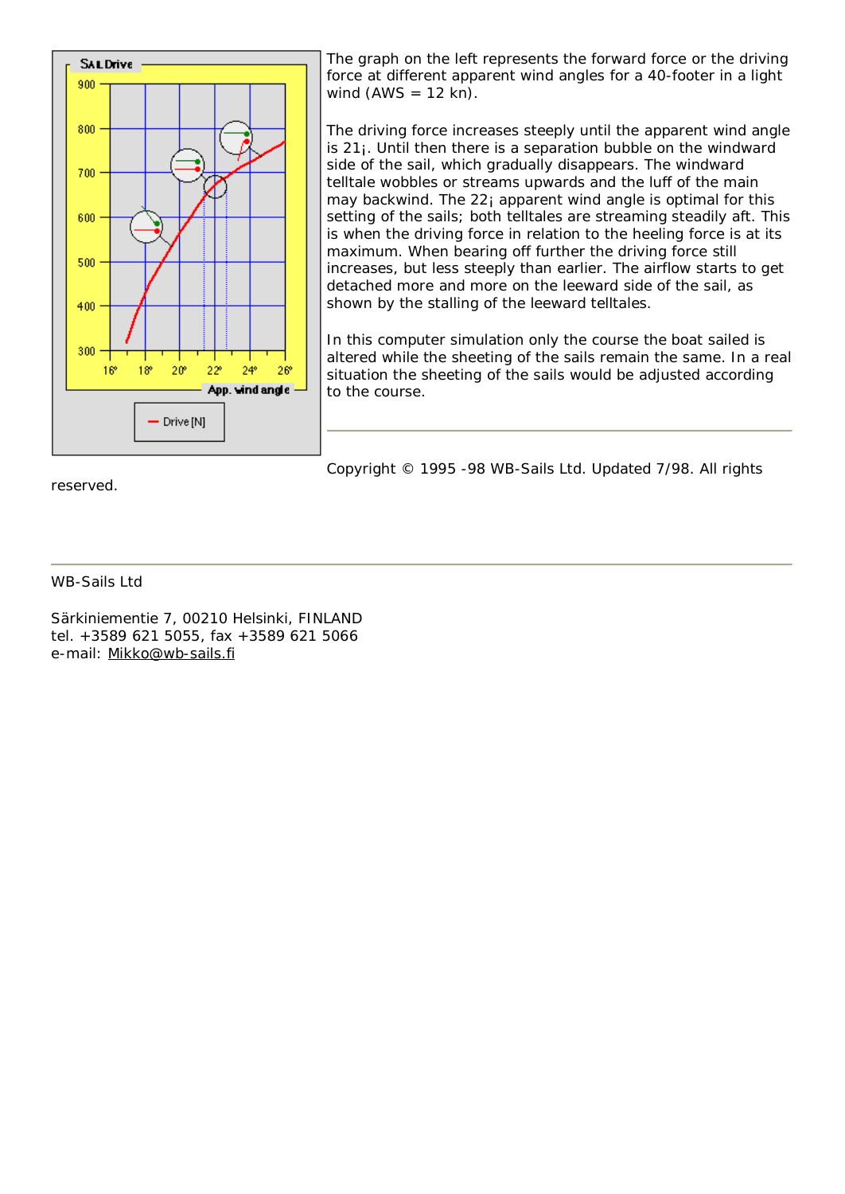SAIL Drive

900
800
700
600
500
400
300

16° 18° 20° 22° 24° 26°

App. wind angle

Drive [N]

The graph on the left represents the forward force or the driving force at different apparent wind angles for a 40-footer in a light wind (AWS = 12 kn).

The driving force increases steeply until the apparent wind angle is 21¡. Until then there is a separation bubble on the windward side of the sail, which gradually disappears. The windward telltale wobbles or streams upwards and the luff of the main may backwind. The 22¡ apparent wind angle is optimal for this setting of the sails; both telltales are streaming steadily aft. This is when the driving force in relation to the heeling force is at its maximum. When bearing off further the driving force still increases, but less steeply than earlier. The airflow starts to get detached more and more on the leeward side of the sail, as shown by the stalling of the leeward telltales.

In this computer simulation only the course the boat sailed is altered while the sheeting of the sails remain the same. In a real situation the sheeting of the sails would be adjusted according to the course.

---

Copyright © 1995 -98 WB-Sails Ltd. Updated 7/98. All rights reserved.

---

WB-Sails Ltd

Särkiniementie 7, 00210 Helsinki, FINLAND
tel. +3589 621 5055, fax +3589 621 5066
e-mail: Mikko@wb-sails.fi